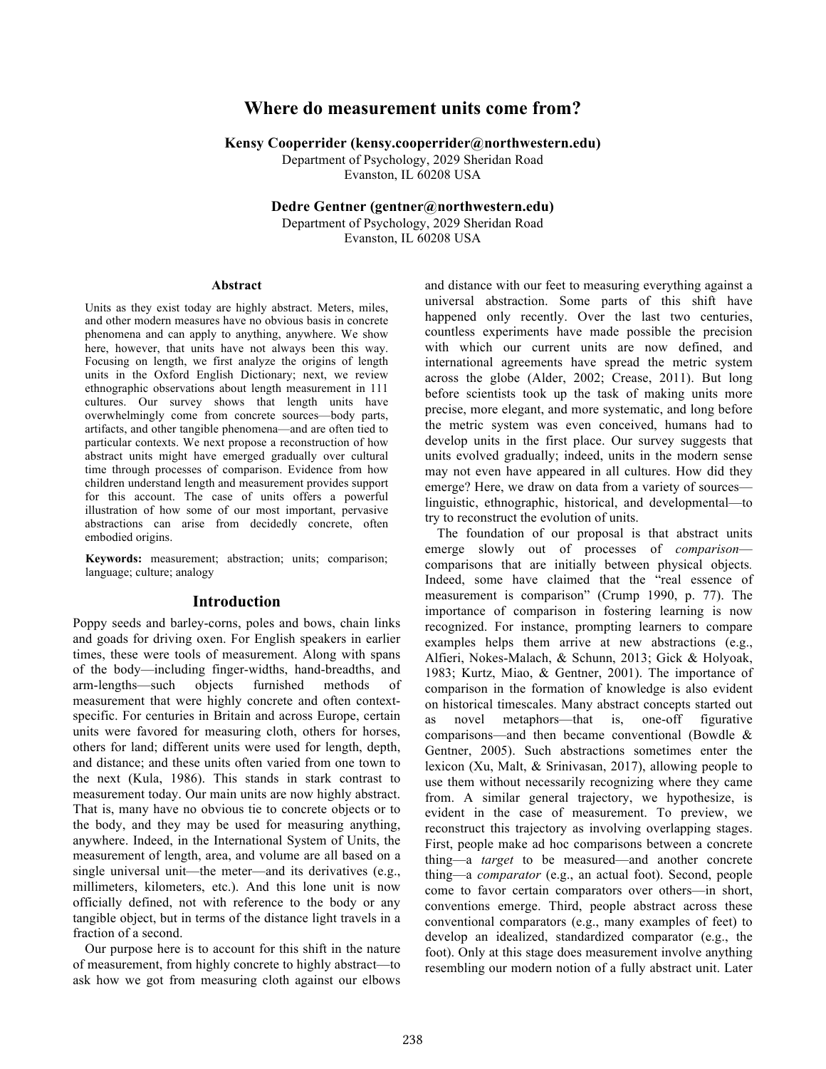# Where do measurement units come from?

**Kensy Cooperrider (kensy.cooperrider@northwestern.edu)**
Department of Psychology, 2029 Sheridan Road
Evanston, IL 60208 USA

**Dedre Gentner (gentner@northwestern.edu)**
Department of Psychology, 2029 Sheridan Road
Evanston, IL 60208 USA

## Abstract

Units as they exist today are highly abstract. Meters, miles, and other modern measures have no obvious basis in concrete phenomena and can apply to anything, anywhere. We show here, however, that units have not always been this way. Focusing on length, we first analyze the origins of length units in the Oxford English Dictionary; next, we review ethnographic observations about length measurement in 111 cultures. Our survey shows that length units have overwhelmingly come from concrete sources—body parts, artifacts, and other tangible phenomena—and are often tied to particular contexts. We next propose a reconstruction of how abstract units might have emerged gradually over cultural time through processes of comparison. Evidence from how children understand length and measurement provides support for this account. The case of units offers a powerful illustration of how some of our most important, pervasive abstractions can arise from decidedly concrete, often embodied origins.

**Keywords:** measurement; abstraction; units; comparison; language; culture; analogy

## Introduction

Poppy seeds and barley-corns, poles and bows, chain links and goads for driving oxen. For English speakers in earlier times, these were tools of measurement. Along with spans of the body—including finger-widths, hand-breadths, and arm-lengths—such objects furnished methods of measurement that were highly concrete and often context-specific. For centuries in Britain and across Europe, certain units were favored for measuring cloth, others for horses, others for land; different units were used for length, depth, and distance; and these units often varied from one town to the next (Kula, 1986). This stands in stark contrast to measurement today. Our main units are now highly abstract. That is, many have no obvious tie to concrete objects or to the body, and they may be used for measuring anything, anywhere. Indeed, in the International System of Units, the measurement of length, area, and volume are all based on a single universal unit—the meter—and its derivatives (e.g., millimeters, kilometers, etc.). And this lone unit is now officially defined, not with reference to the body or any tangible object, but in terms of the distance light travels in a fraction of a second.

Our purpose here is to account for this shift in the nature of measurement, from highly concrete to highly abstract—to ask how we got from measuring cloth against our elbows and distance with our feet to measuring everything against a universal abstraction. Some parts of this shift have happened only recently. Over the last two centuries, countless experiments have made possible the precision with which our current units are now defined, and international agreements have spread the metric system across the globe (Alder, 2002; Crease, 2011). But long before scientists took up the task of making units more precise, more elegant, and more systematic, and long before the metric system was even conceived, humans had to develop units in the first place. Our survey suggests that units evolved gradually; indeed, units in the modern sense may not even have appeared in all cultures. How did they emerge? Here, we draw on data from a variety of sources—linguistic, ethnographic, historical, and developmental—to try to reconstruct the evolution of units.

The foundation of our proposal is that abstract units emerge slowly out of processes of *comparison*—comparisons that are initially between physical objects. Indeed, some have claimed that the "real essence of measurement is comparison" (Crump 1990, p. 77). The importance of comparison in fostering learning is now recognized. For instance, prompting learners to compare examples helps them arrive at new abstractions (e.g., Alfieri, Nokes-Malach, & Schunn, 2013; Gick & Holyoak, 1983; Kurtz, Miao, & Gentner, 2001). The importance of comparison in the formation of knowledge is also evident on historical timescales. Many abstract concepts started out as novel metaphors—that is, one-off figurative comparisons—and then became conventional (Bowdle & Gentner, 2005). Such abstractions sometimes enter the lexicon (Xu, Malt, & Srinivasan, 2017), allowing people to use them without necessarily recognizing where they came from. A similar general trajectory, we hypothesize, is evident in the case of measurement. To preview, we reconstruct this trajectory as involving overlapping stages. First, people make ad hoc comparisons between a concrete thing—a *target* to be measured—and another concrete thing—a *comparator* (e.g., an actual foot). Second, people come to favor certain comparators over others—in short, conventions emerge. Third, people abstract across these conventional comparators (e.g., many examples of feet) to develop an idealized, standardized comparator (e.g., the foot). Only at this stage does measurement involve anything resembling our modern notion of a fully abstract unit. Later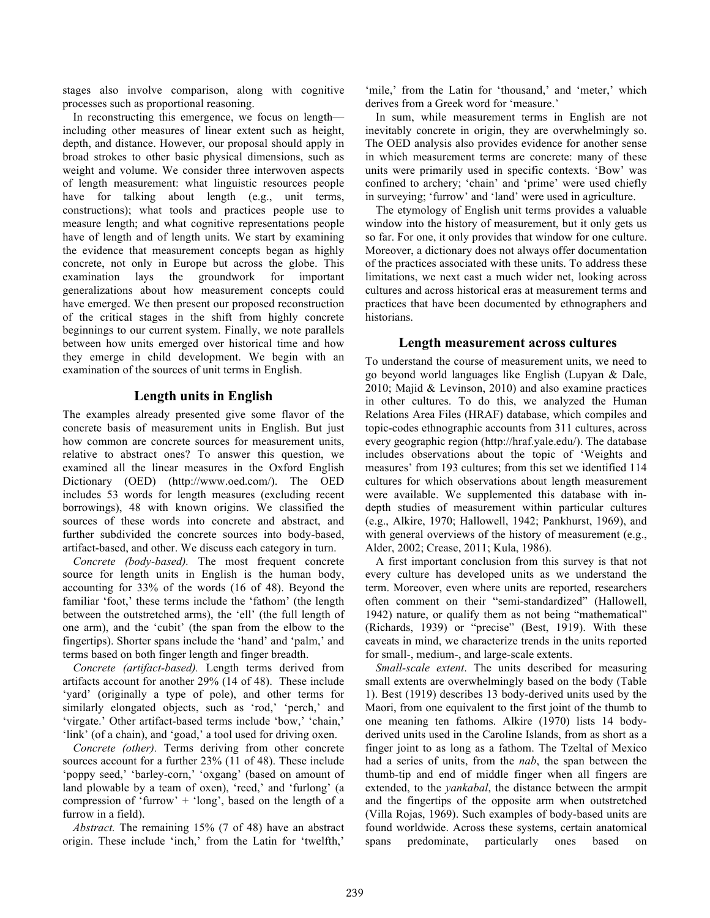stages also involve comparison, along with cognitive processes such as proportional reasoning.

In reconstructing this emergence, we focus on length—including other measures of linear extent such as height, depth, and distance. However, our proposal should apply in broad strokes to other basic physical dimensions, such as weight and volume. We consider three interwoven aspects of length measurement: what linguistic resources people have for talking about length (e.g., unit terms, constructions); what tools and practices people use to measure length; and what cognitive representations people have of length and of length units. We start by examining the evidence that measurement concepts began as highly concrete, not only in Europe but across the globe. This examination lays the groundwork for important generalizations about how measurement concepts could have emerged. We then present our proposed reconstruction of the critical stages in the shift from highly concrete beginnings to our current system. Finally, we note parallels between how units emerged over historical time and how they emerge in child development. We begin with an examination of the sources of unit terms in English.

## Length units in English

The examples already presented give some flavor of the concrete basis of measurement units in English. But just how common are concrete sources for measurement units, relative to abstract ones? To answer this question, we examined all the linear measures in the Oxford English Dictionary (OED) (http://www.oed.com/). The OED includes 53 words for length measures (excluding recent borrowings), 48 with known origins. We classified the sources of these words into concrete and abstract, and further subdivided the concrete sources into body-based, artifact-based, and other. We discuss each category in turn.

*Concrete (body-based).* The most frequent concrete source for length units in English is the human body, accounting for 33% of the words (16 of 48). Beyond the familiar 'foot,' these terms include the 'fathom' (the length between the outstretched arms), the 'ell' (the full length of one arm), and the 'cubit' (the span from the elbow to the fingertips). Shorter spans include the 'hand' and 'palm,' and terms based on both finger length and finger breadth.

*Concrete (artifact-based).* Length terms derived from artifacts account for another 29% (14 of 48). These include 'yard' (originally a type of pole), and other terms for similarly elongated objects, such as 'rod,' 'perch,' and 'virgate.' Other artifact-based terms include 'bow,' 'chain,' 'link' (of a chain), and 'goad,' a tool used for driving oxen.

*Concrete (other).* Terms deriving from other concrete sources account for a further 23% (11 of 48). These include 'poppy seed,' 'barley-corn,' 'oxgang' (based on amount of land plowable by a team of oxen), 'reed,' and 'furlong' (a compression of 'furrow' + 'long', based on the length of a furrow in a field).

*Abstract.* The remaining 15% (7 of 48) have an abstract origin. These include 'inch,' from the Latin for 'twelfth,' 'mile,' from the Latin for 'thousand,' and 'meter,' which derives from a Greek word for 'measure.'

In sum, while measurement terms in English are not inevitably concrete in origin, they are overwhelmingly so. The OED analysis also provides evidence for another sense in which measurement terms are concrete: many of these units were primarily used in specific contexts. 'Bow' was confined to archery; 'chain' and 'prime' were used chiefly in surveying; 'furrow' and 'land' were used in agriculture.

The etymology of English unit terms provides a valuable window into the history of measurement, but it only gets us so far. For one, it only provides that window for one culture. Moreover, a dictionary does not always offer documentation of the practices associated with these units. To address these limitations, we next cast a much wider net, looking across cultures and across historical eras at measurement terms and practices that have been documented by ethnographers and historians.

## Length measurement across cultures

To understand the course of measurement units, we need to go beyond world languages like English (Lupyan & Dale, 2010; Majid & Levinson, 2010) and also examine practices in other cultures. To do this, we analyzed the Human Relations Area Files (HRAF) database, which compiles and topic-codes ethnographic accounts from 311 cultures, across every geographic region (http://hraf.yale.edu/). The database includes observations about the topic of 'Weights and measures' from 193 cultures; from this set we identified 114 cultures for which observations about length measurement were available. We supplemented this database with in-depth studies of measurement within particular cultures (e.g., Alkire, 1970; Hallowell, 1942; Pankhurst, 1969), and with general overviews of the history of measurement (e.g., Alder, 2002; Crease, 2011; Kula, 1986).

A first important conclusion from this survey is that not every culture has developed units as we understand the term. Moreover, even where units are reported, researchers often comment on their "semi-standardized" (Hallowell, 1942) nature, or qualify them as not being "mathematical" (Richards, 1939) or "precise" (Best, 1919). With these caveats in mind, we characterize trends in the units reported for small-, medium-, and large-scale extents.

*Small-scale extent*. The units described for measuring small extents are overwhelmingly based on the body (Table 1). Best (1919) describes 13 body-derived units used by the Maori, from one equivalent to the first joint of the thumb to one meaning ten fathoms. Alkire (1970) lists 14 body-derived units used in the Caroline Islands, from as short as a finger joint to as long as a fathom. The Tzeltal of Mexico had a series of units, from the *nab*, the span between the thumb-tip and end of middle finger when all fingers are extended, to the *yankabal*, the distance between the armpit and the fingertips of the opposite arm when outstretched (Villa Rojas, 1969). Such examples of body-based units are found worldwide. Across these systems, certain anatomical spans predominate, particularly ones based on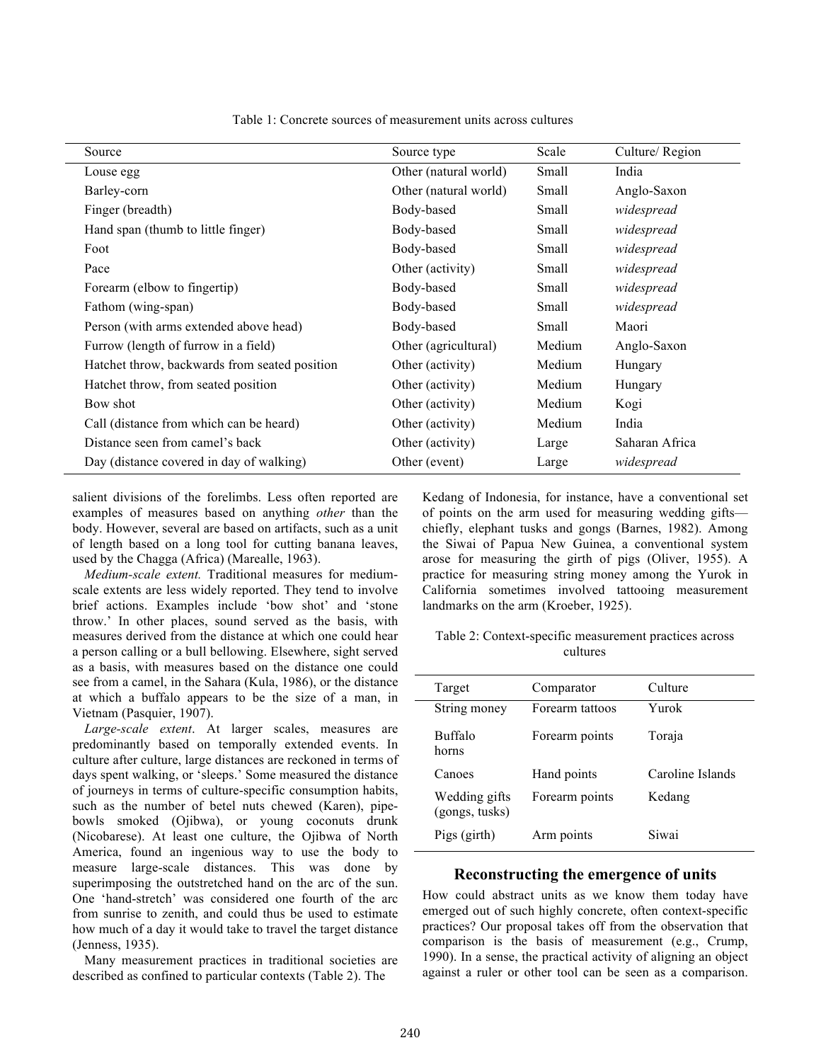Table 1: Concrete sources of measurement units across cultures

| Source | Source type | Scale | Culture/ Region |
|---|---|---|---|
| Louse egg | Other (natural world) | Small | India |
| Barley-corn | Other (natural world) | Small | Anglo-Saxon |
| Finger (breadth) | Body-based | Small | *widespread* |
| Hand span (thumb to little finger) | Body-based | Small | *widespread* |
| Foot | Body-based | Small | *widespread* |
| Pace | Other (activity) | Small | *widespread* |
| Forearm (elbow to fingertip) | Body-based | Small | *widespread* |
| Fathom (wing-span) | Body-based | Small | *widespread* |
| Person (with arms extended above head) | Body-based | Small | Maori |
| Furrow (length of furrow in a field) | Other (agricultural) | Medium | Anglo-Saxon |
| Hatchet throw, backwards from seated position | Other (activity) | Medium | Hungary |
| Hatchet throw, from seated position | Other (activity) | Medium | Hungary |
| Bow shot | Other (activity) | Medium | Kogi |
| Call (distance from which can be heard) | Other (activity) | Medium | India |
| Distance seen from camel's back | Other (activity) | Large | Saharan Africa |
| Day (distance covered in day of walking) | Other (event) | Large | *widespread* |

salient divisions of the forelimbs. Less often reported are examples of measures based on anything *other* than the body. However, several are based on artifacts, such as a unit of length based on a long tool for cutting banana leaves, used by the Chagga (Africa) (Marealle, 1963).

*Medium-scale extent.* Traditional measures for medium-scale extents are less widely reported. They tend to involve brief actions. Examples include 'bow shot' and 'stone throw.' In other places, sound served as the basis, with measures derived from the distance at which one could hear a person calling or a bull bellowing. Elsewhere, sight served as a basis, with measures based on the distance one could see from a camel, in the Sahara (Kula, 1986), or the distance at which a buffalo appears to be the size of a man, in Vietnam (Pasquier, 1907).

*Large-scale extent*. At larger scales, measures are predominantly based on temporally extended events. In culture after culture, large distances are reckoned in terms of days spent walking, or 'sleeps.' Some measured the distance of journeys in terms of culture-specific consumption habits, such as the number of betel nuts chewed (Karen), pipe-bowls smoked (Ojibwa), or young coconuts drunk (Nicobarese). At least one culture, the Ojibwa of North America, found an ingenious way to use the body to measure large-scale distances. This was done by superimposing the outstretched hand on the arc of the sun. One 'hand-stretch' was considered one fourth of the arc from sunrise to zenith, and could thus be used to estimate how much of a day it would take to travel the target distance (Jenness, 1935).

Many measurement practices in traditional societies are described as confined to particular contexts (Table 2). The Kedang of Indonesia, for instance, have a conventional set of points on the arm used for measuring wedding gifts—chiefly, elephant tusks and gongs (Barnes, 1982). Among the Siwai of Papua New Guinea, a conventional system arose for measuring the girth of pigs (Oliver, 1955). A practice for measuring string money among the Yurok in California sometimes involved tattooing measurement landmarks on the arm (Kroeber, 1925).

Table 2: Context-specific measurement practices across cultures

| Target | Comparator | Culture |
|---|---|---|
| String money | Forearm tattoos | Yurok |
| Buffalo horns | Forearm points | Toraja |
| Canoes | Hand points | Caroline Islands |
| Wedding gifts (gongs, tusks) | Forearm points | Kedang |
| Pigs (girth) | Arm points | Siwai |

## Reconstructing the emergence of units

How could abstract units as we know them today have emerged out of such highly concrete, often context-specific practices? Our proposal takes off from the observation that comparison is the basis of measurement (e.g., Crump, 1990). In a sense, the practical activity of aligning an object against a ruler or other tool can be seen as a comparison.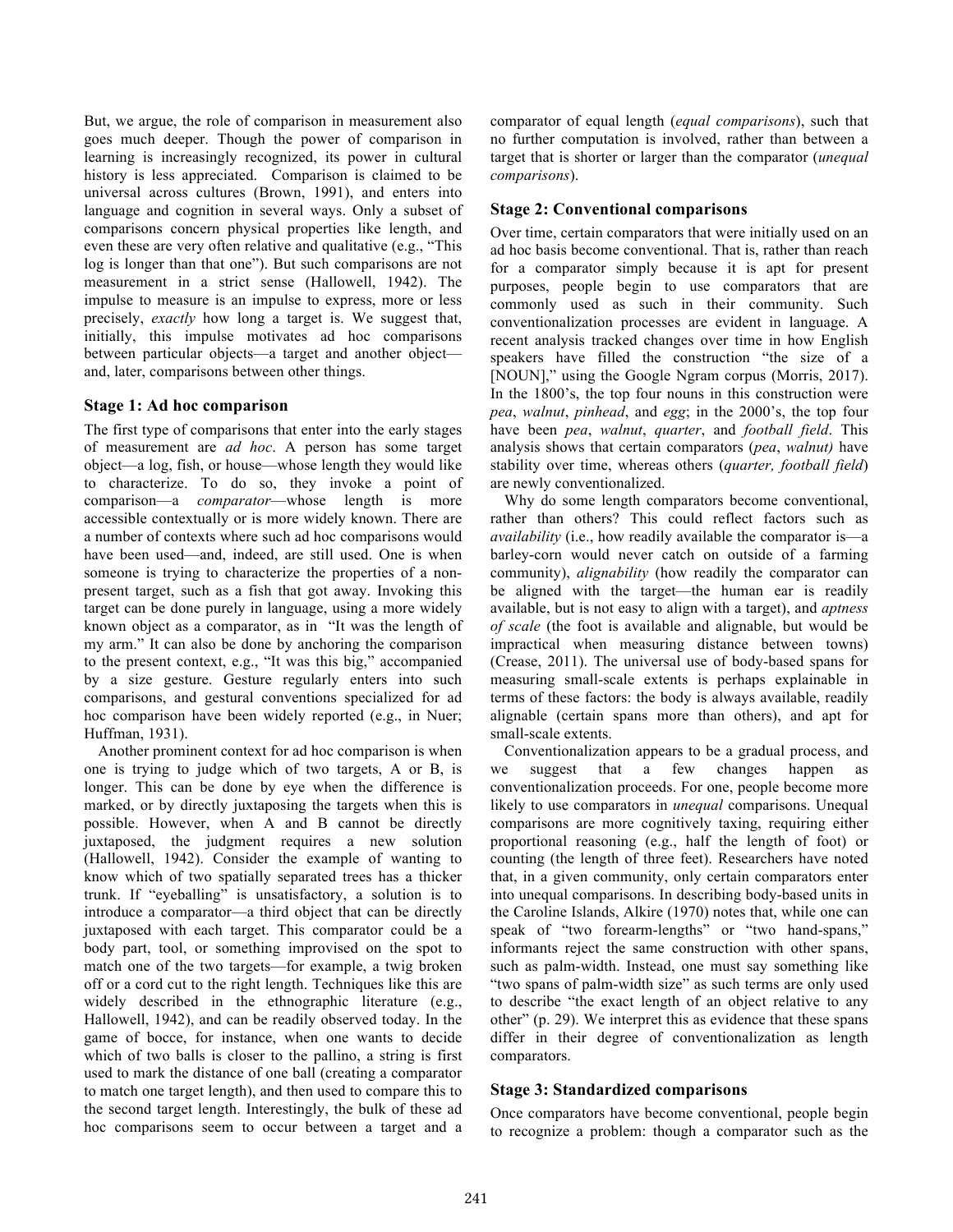But, we argue, the role of comparison in measurement also goes much deeper. Though the power of comparison in learning is increasingly recognized, its power in cultural history is less appreciated. Comparison is claimed to be universal across cultures (Brown, 1991), and enters into language and cognition in several ways. Only a subset of comparisons concern physical properties like length, and even these are very often relative and qualitative (e.g., "This log is longer than that one"). But such comparisons are not measurement in a strict sense (Hallowell, 1942). The impulse to measure is an impulse to express, more or less precisely, *exactly* how long a target is. We suggest that, initially, this impulse motivates ad hoc comparisons between particular objects—a target and another object—and, later, comparisons between other things.

### Stage 1: Ad hoc comparison

The first type of comparisons that enter into the early stages of measurement are *ad hoc*. A person has some target object—a log, fish, or house—whose length they would like to characterize. To do so, they invoke a point of comparison—a *comparator*—whose length is more accessible contextually or is more widely known. There are a number of contexts where such ad hoc comparisons would have been used—and, indeed, are still used. One is when someone is trying to characterize the properties of a non-present target, such as a fish that got away. Invoking this target can be done purely in language, using a more widely known object as a comparator, as in "It was the length of my arm." It can also be done by anchoring the comparison to the present context, e.g., "It was this big," accompanied by a size gesture. Gesture regularly enters into such comparisons, and gestural conventions specialized for ad hoc comparison have been widely reported (e.g., in Nuer; Huffman, 1931).

Another prominent context for ad hoc comparison is when one is trying to judge which of two targets, A or B, is longer. This can be done by eye when the difference is marked, or by directly juxtaposing the targets when this is possible. However, when A and B cannot be directly juxtaposed, the judgment requires a new solution (Hallowell, 1942). Consider the example of wanting to know which of two spatially separated trees has a thicker trunk. If "eyeballing" is unsatisfactory, a solution is to introduce a comparator—a third object that can be directly juxtaposed with each target. This comparator could be a body part, tool, or something improvised on the spot to match one of the two targets—for example, a twig broken off or a cord cut to the right length. Techniques like this are widely described in the ethnographic literature (e.g., Hallowell, 1942), and can be readily observed today. In the game of bocce, for instance, when one wants to decide which of two balls is closer to the pallino, a string is first used to mark the distance of one ball (creating a comparator to match one target length), and then used to compare this to the second target length. Interestingly, the bulk of these ad hoc comparisons seem to occur between a target and a comparator of equal length (*equal comparisons*), such that no further computation is involved, rather than between a target that is shorter or larger than the comparator (*unequal comparisons*).

### Stage 2: Conventional comparisons

Over time, certain comparators that were initially used on an ad hoc basis become conventional. That is, rather than reach for a comparator simply because it is apt for present purposes, people begin to use comparators that are commonly used as such in their community. Such conventionalization processes are evident in language. A recent analysis tracked changes over time in how English speakers have filled the construction "the size of a [NOUN]," using the Google Ngram corpus (Morris, 2017). In the 1800's, the top four nouns in this construction were *pea*, *walnut*, *pinhead*, and *egg*; in the 2000's, the top four have been *pea*, *walnut*, *quarter*, and *football field*. This analysis shows that certain comparators (*pea*, *walnut)* have stability over time, whereas others (*quarter, football field*) are newly conventionalized.

Why do some length comparators become conventional, rather than others? This could reflect factors such as *availability* (i.e., how readily available the comparator is—a barley-corn would never catch on outside of a farming community), *alignability* (how readily the comparator can be aligned with the target—the human ear is readily available, but is not easy to align with a target), and *aptness of scale* (the foot is available and alignable, but would be impractical when measuring distance between towns) (Crease, 2011). The universal use of body-based spans for measuring small-scale extents is perhaps explainable in terms of these factors: the body is always available, readily alignable (certain spans more than others), and apt for small-scale extents.

Conventionalization appears to be a gradual process, and we suggest that a few changes happen as conventionalization proceeds. For one, people become more likely to use comparators in *unequal* comparisons. Unequal comparisons are more cognitively taxing, requiring either proportional reasoning (e.g., half the length of foot) or counting (the length of three feet). Researchers have noted that, in a given community, only certain comparators enter into unequal comparisons. In describing body-based units in the Caroline Islands, Alkire (1970) notes that, while one can speak of "two forearm-lengths" or "two hand-spans," informants reject the same construction with other spans, such as palm-width. Instead, one must say something like "two spans of palm-width size" as such terms are only used to describe "the exact length of an object relative to any other" (p. 29). We interpret this as evidence that these spans differ in their degree of conventionalization as length comparators.

### Stage 3: Standardized comparisons

Once comparators have become conventional, people begin to recognize a problem: though a comparator such as the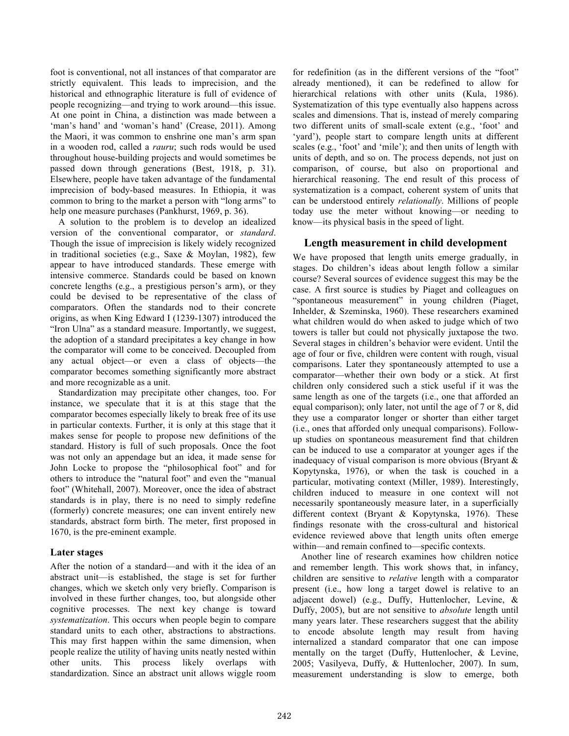foot is conventional, not all instances of that comparator are strictly equivalent. This leads to imprecision, and the historical and ethnographic literature is full of evidence of people recognizing—and trying to work around—this issue. At one point in China, a distinction was made between a 'man's hand' and 'woman's hand' (Crease, 2011). Among the Maori, it was common to enshrine one man's arm span in a wooden rod, called a *rauru*; such rods would be used throughout house-building projects and would sometimes be passed down through generations (Best, 1918, p. 31). Elsewhere, people have taken advantage of the fundamental imprecision of body-based measures. In Ethiopia, it was common to bring to the market a person with "long arms" to help one measure purchases (Pankhurst, 1969, p. 36).

A solution to the problem is to develop an idealized version of the conventional comparator, or *standard*. Though the issue of imprecision is likely widely recognized in traditional societies (e.g., Saxe & Moylan, 1982), few appear to have introduced standards. These emerge with intensive commerce. Standards could be based on known concrete lengths (e.g., a prestigious person's arm), or they could be devised to be representative of the class of comparators. Often the standards nod to their concrete origins, as when King Edward I (1239-1307) introduced the "Iron Ulna" as a standard measure. Importantly, we suggest, the adoption of a standard precipitates a key change in how the comparator will come to be conceived. Decoupled from any actual object—or even a class of objects—the comparator becomes something significantly more abstract and more recognizable as a unit.

Standardization may precipitate other changes, too. For instance, we speculate that it is at this stage that the comparator becomes especially likely to break free of its use in particular contexts. Further, it is only at this stage that it makes sense for people to propose new definitions of the standard. History is full of such proposals. Once the foot was not only an appendage but an idea, it made sense for John Locke to propose the "philosophical foot" and for others to introduce the "natural foot" and even the "manual foot" (Whitehall, 2007). Moreover, once the idea of abstract standards is in play, there is no need to simply redefine (formerly) concrete measures; one can invent entirely new standards, abstract form birth. The meter, first proposed in 1670, is the pre-eminent example.

### Later stages

After the notion of a standard—and with it the idea of an abstract unit—is established, the stage is set for further changes, which we sketch only very briefly. Comparison is involved in these further changes, too, but alongside other cognitive processes. The next key change is toward *systematization*. This occurs when people begin to compare standard units to each other, abstractions to abstractions. This may first happen within the same dimension, when people realize the utility of having units neatly nested within other units. This process likely overlaps with standardization. Since an abstract unit allows wiggle room for redefinition (as in the different versions of the "foot" already mentioned), it can be redefined to allow for hierarchical relations with other units (Kula, 1986). Systematization of this type eventually also happens across scales and dimensions. That is, instead of merely comparing two different units of small-scale extent (e.g., 'foot' and 'yard'), people start to compare length units at different scales (e.g., 'foot' and 'mile'); and then units of length with units of depth, and so on. The process depends, not just on comparison, of course, but also on proportional and hierarchical reasoning. The end result of this process of systematization is a compact, coherent system of units that can be understood entirely *relationally*. Millions of people today use the meter without knowing—or needing to know—its physical basis in the speed of light.

## Length measurement in child development

We have proposed that length units emerge gradually, in stages. Do children's ideas about length follow a similar course? Several sources of evidence suggest this may be the case. A first source is studies by Piaget and colleagues on "spontaneous measurement" in young children (Piaget, Inhelder, & Szeminska, 1960). These researchers examined what children would do when asked to judge which of two towers is taller but could not physically juxtapose the two. Several stages in children's behavior were evident. Until the age of four or five, children were content with rough, visual comparisons. Later they spontaneously attempted to use a comparator—whether their own body or a stick. At first children only considered such a stick useful if it was the same length as one of the targets (i.e., one that afforded an equal comparison); only later, not until the age of 7 or 8, did they use a comparator longer or shorter than either target (i.e., ones that afforded only unequal comparisons). Follow-up studies on spontaneous measurement find that children can be induced to use a comparator at younger ages if the inadequacy of visual comparison is more obvious (Bryant & Kopytynska, 1976), or when the task is couched in a particular, motivating context (Miller, 1989). Interestingly, children induced to measure in one context will not necessarily spontaneously measure later, in a superficially different context (Bryant & Kopytynska, 1976). These findings resonate with the cross-cultural and historical evidence reviewed above that length units often emerge within—and remain confined to—specific contexts.

Another line of research examines how children notice and remember length. This work shows that, in infancy, children are sensitive to *relative* length with a comparator present (i.e., how long a target dowel is relative to an adjacent dowel) (e.g., Duffy, Huttenlocher, Levine, & Duffy, 2005), but are not sensitive to *absolute* length until many years later. These researchers suggest that the ability to encode absolute length may result from having internalized a standard comparator that one can impose mentally on the target (Duffy, Huttenlocher, & Levine, 2005; Vasilyeva, Duffy, & Huttenlocher, 2007). In sum, measurement understanding is slow to emerge, both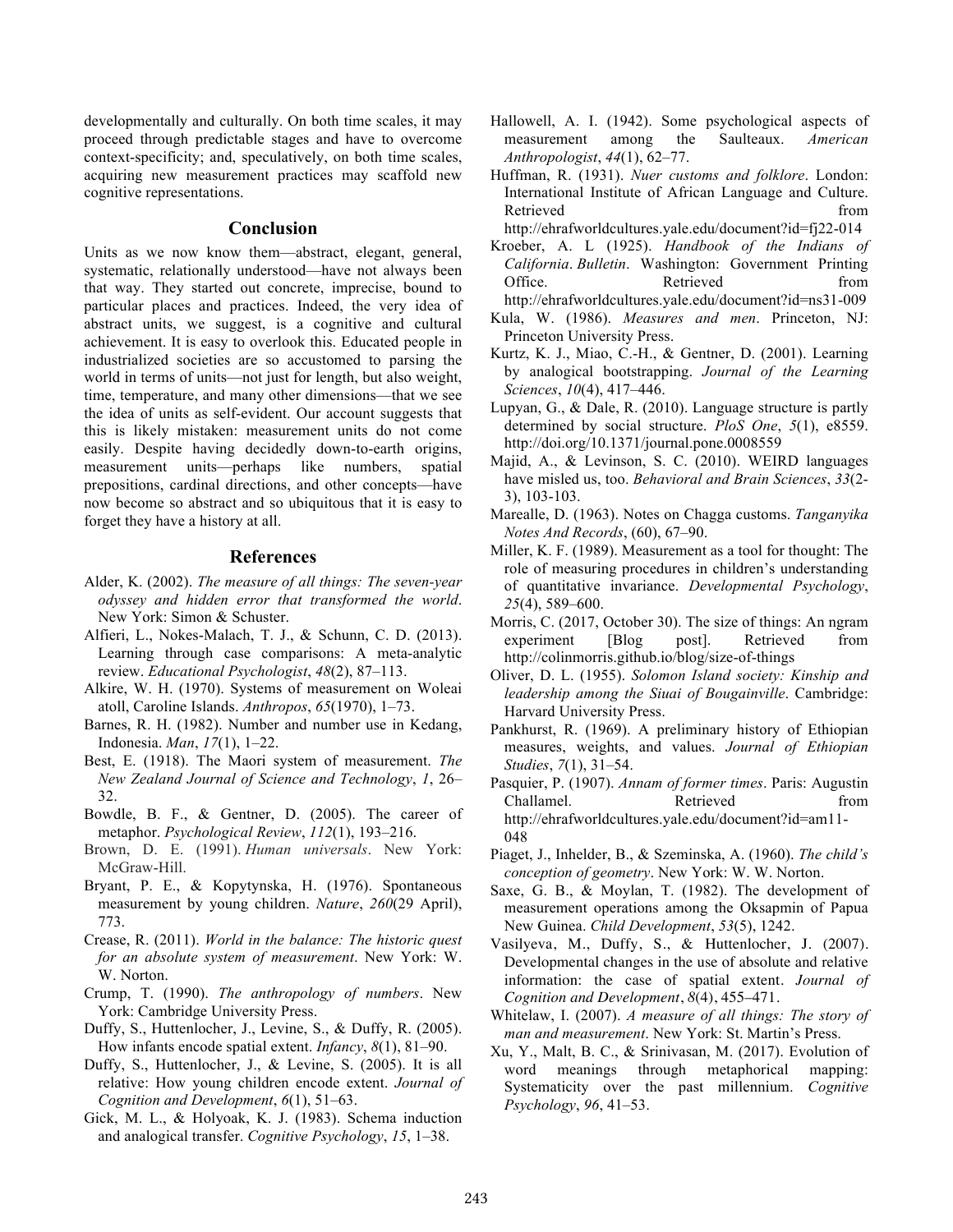developmentally and culturally. On both time scales, it may proceed through predictable stages and have to overcome context-specificity; and, speculatively, on both time scales, acquiring new measurement practices may scaffold new cognitive representations.

## Conclusion

Units as we now know them—abstract, elegant, general, systematic, relationally understood—have not always been that way. They started out concrete, imprecise, bound to particular places and practices. Indeed, the very idea of abstract units, we suggest, is a cognitive and cultural achievement. It is easy to overlook this. Educated people in industrialized societies are so accustomed to parsing the world in terms of units—not just for length, but also weight, time, temperature, and many other dimensions—that we see the idea of units as self-evident. Our account suggests that this is likely mistaken: measurement units do not come easily. Despite having decidedly down-to-earth origins, measurement units—perhaps like numbers, spatial prepositions, cardinal directions, and other concepts—have now become so abstract and so ubiquitous that it is easy to forget they have a history at all.

## References

Alder, K. (2002). *The measure of all things: The seven-year odyssey and hidden error that transformed the world*. New York: Simon & Schuster.

Alfieri, L., Nokes-Malach, T. J., & Schunn, C. D. (2013). Learning through case comparisons: A meta-analytic review. *Educational Psychologist*, *48*(2), 87–113.

Alkire, W. H. (1970). Systems of measurement on Woleai atoll, Caroline Islands. *Anthropos*, *65*(1970), 1–73.

Barnes, R. H. (1982). Number and number use in Kedang, Indonesia. *Man*, *17*(1), 1–22.

Best, E. (1918). The Maori system of measurement. *The New Zealand Journal of Science and Technology*, *1*, 26–32.

Bowdle, B. F., & Gentner, D. (2005). The career of metaphor. *Psychological Review*, *112*(1), 193–216.

Brown, D. E. (1991). *Human universals*. New York: McGraw-Hill.

Bryant, P. E., & Kopytynska, H. (1976). Spontaneous measurement by young children. *Nature*, *260*(29 April), 773.

Crease, R. (2011). *World in the balance: The historic quest for an absolute system of measurement*. New York: W. W. Norton.

Crump, T. (1990). *The anthropology of numbers*. New York: Cambridge University Press.

Duffy, S., Huttenlocher, J., Levine, S., & Duffy, R. (2005). How infants encode spatial extent. *Infancy*, *8*(1), 81–90.

Duffy, S., Huttenlocher, J., & Levine, S. (2005). It is all relative: How young children encode extent. *Journal of Cognition and Development*, *6*(1), 51–63.

Gick, M. L., & Holyoak, K. J. (1983). Schema induction and analogical transfer. *Cognitive Psychology*, *15*, 1–38.

Hallowell, A. I. (1942). Some psychological aspects of measurement among the Saulteaux. *American Anthropologist*, *44*(1), 62–77.

Huffman, R. (1931). *Nuer customs and folklore*. London: International Institute of African Language and Culture. Retrieved from http://ehrafworldcultures.yale.edu/document?id=fj22-014

Kroeber, A. L (1925). *Handbook of the Indians of California*. *Bulletin*. Washington: Government Printing Office. Retrieved from http://ehrafworldcultures.yale.edu/document?id=ns31-009

Kula, W. (1986). *Measures and men*. Princeton, NJ: Princeton University Press.

Kurtz, K. J., Miao, C.-H., & Gentner, D. (2001). Learning by analogical bootstrapping. *Journal of the Learning Sciences*, *10*(4), 417–446.

Lupyan, G., & Dale, R. (2010). Language structure is partly determined by social structure. *PloS One*, *5*(1), e8559. http://doi.org/10.1371/journal.pone.0008559

Majid, A., & Levinson, S. C. (2010). WEIRD languages have misled us, too. *Behavioral and Brain Sciences*, *33*(2-3), 103-103.

Marealle, D. (1963). Notes on Chagga customs. *Tanganyika Notes And Records*, (60), 67–90.

Miller, K. F. (1989). Measurement as a tool for thought: The role of measuring procedures in children's understanding of quantitative invariance. *Developmental Psychology*, *25*(4), 589–600.

Morris, C. (2017, October 30). The size of things: An ngram experiment [Blog post]. Retrieved from http://colinmorris.github.io/blog/size-of-things

Oliver, D. L. (1955). *Solomon Island society: Kinship and leadership among the Siuai of Bougainville*. Cambridge: Harvard University Press.

Pankhurst, R. (1969). A preliminary history of Ethiopian measures, weights, and values. *Journal of Ethiopian Studies*, *7*(1), 31–54.

Pasquier, P. (1907). *Annam of former times*. Paris: Augustin Challamel. Retrieved from http://ehrafworldcultures.yale.edu/document?id=am11-048

Piaget, J., Inhelder, B., & Szeminska, A. (1960). *The child's conception of geometry*. New York: W. W. Norton.

Saxe, G. B., & Moylan, T. (1982). The development of measurement operations among the Oksapmin of Papua New Guinea. *Child Development*, *53*(5), 1242.

Vasilyeva, M., Duffy, S., & Huttenlocher, J. (2007). Developmental changes in the use of absolute and relative information: the case of spatial extent. *Journal of Cognition and Development*, *8*(4), 455–471.

Whitelaw, I. (2007). *A measure of all things: The story of man and measurement*. New York: St. Martin's Press.

Xu, Y., Malt, B. C., & Srinivasan, M. (2017). Evolution of word meanings through metaphorical mapping: Systematicity over the past millennium. *Cognitive Psychology*, *96*, 41–53.